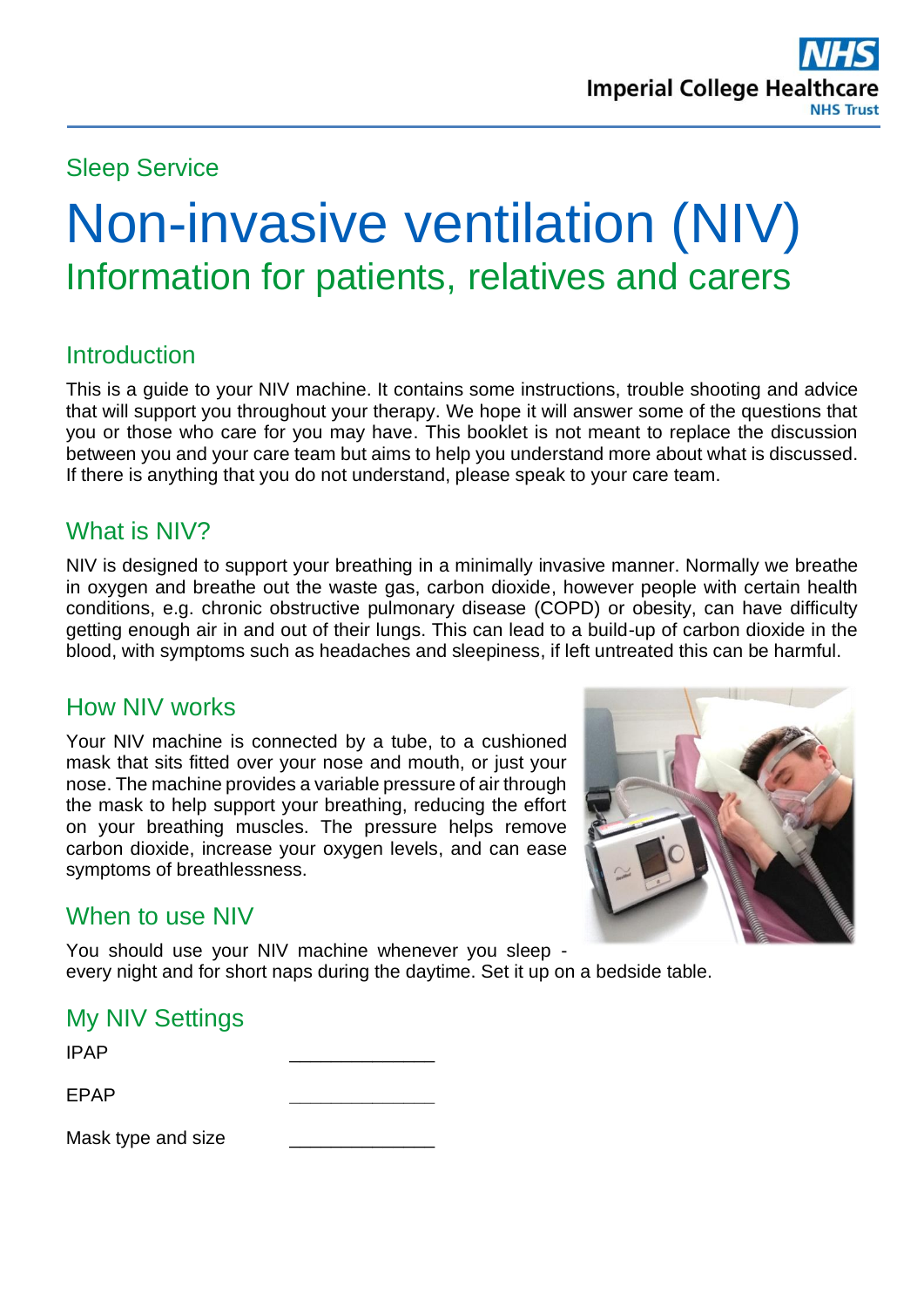Imperial College Healthcare NHS Trust

Sleep Service

# Non-invasive ventilation (NIV)

## Information for patients, relatives and carers

### Introduction

This is a guide to your NIV machine. It contains some instructions, trouble shooting and advice that will support you throughout your therapy. We hope it will answer some of the questions that you or those who care for you may have. This booklet is not meant to replace the discussion between you and your care team but aims to help you understand more about what is discussed. If there is anything that you do not understand, please speak to your care team.

### What is NIV?

NIV is designed to support your breathing in a minimally invasive manner. Normally we breathe in oxygen and breathe out the waste gas, carbon dioxide, however people with certain health conditions, e.g. chronic obstructive pulmonary disease (COPD) or obesity, can have difficulty getting enough air in and out of their lungs. This can lead to a build-up of carbon dioxide in the blood, with symptoms such as headaches and sleepiness, if left untreated this can be harmful.

### How NIV works

Your NIV machine is connected by a tube, to a cushioned mask that sits fitted over your nose and mouth, or just your nose. The machine provides a variable pressure of air through the mask to help support your breathing, reducing the effort on your breathing muscles. The pressure helps remove carbon dioxide, increase your oxygen levels, and can ease symptoms of breathlessness.

### When to use NIV

You should use your NIV machine whenever you sleep - every night and for short naps during the daytime. Set it up on a bedside table.

### My NIV Settings

| | |
|---|---|
| IPAP | ______________ |
| EPAP | ______________ |
| Mask type and size | ______________ |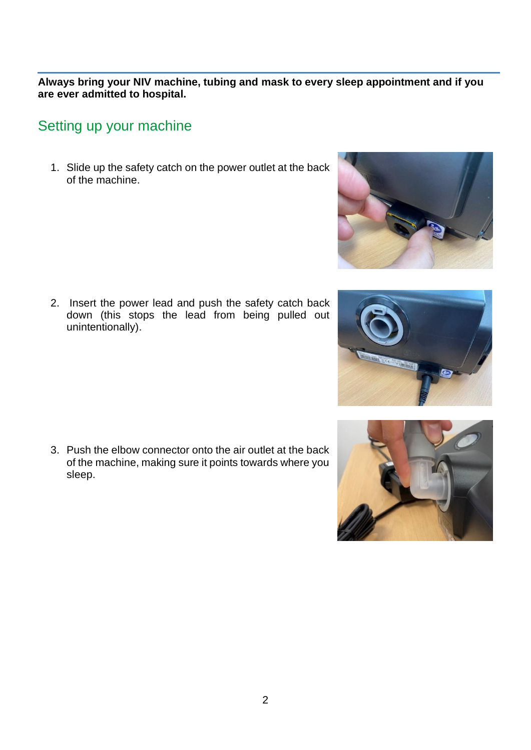**Always bring your NIV machine, tubing and mask to every sleep appointment and if you are ever admitted to hospital.**

## Setting up your machine

1. Slide up the safety catch on the power outlet at the back of the machine.

2. Insert the power lead and push the safety catch back down (this stops the lead from being pulled out unintentionally).

3. Push the elbow connector onto the air outlet at the back of the machine, making sure it points towards where you sleep.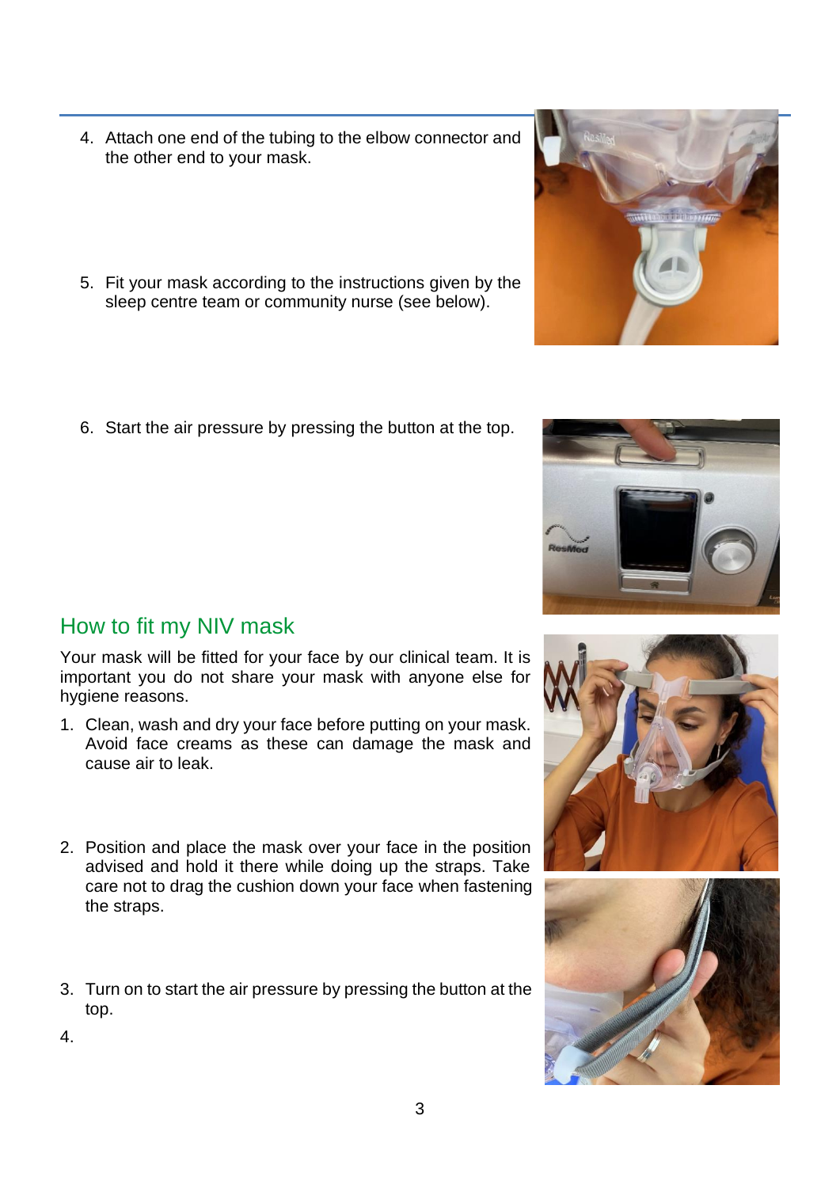4. Attach one end of the tubing to the elbow connector and the other end to your mask.

5. Fit your mask according to the instructions given by the sleep centre team or community nurse (see below).

6. Start the air pressure by pressing the button at the top.

## How to fit my NIV mask

Your mask will be fitted for your face by our clinical team. It is important you do not share your mask with anyone else for hygiene reasons.

1. Clean, wash and dry your face before putting on your mask. Avoid face creams as these can damage the mask and cause air to leak.

2. Position and place the mask over your face in the position advised and hold it there while doing up the straps. Take care not to drag the cushion down your face when fastening the straps.

3. Turn on to start the air pressure by pressing the button at the top.

4.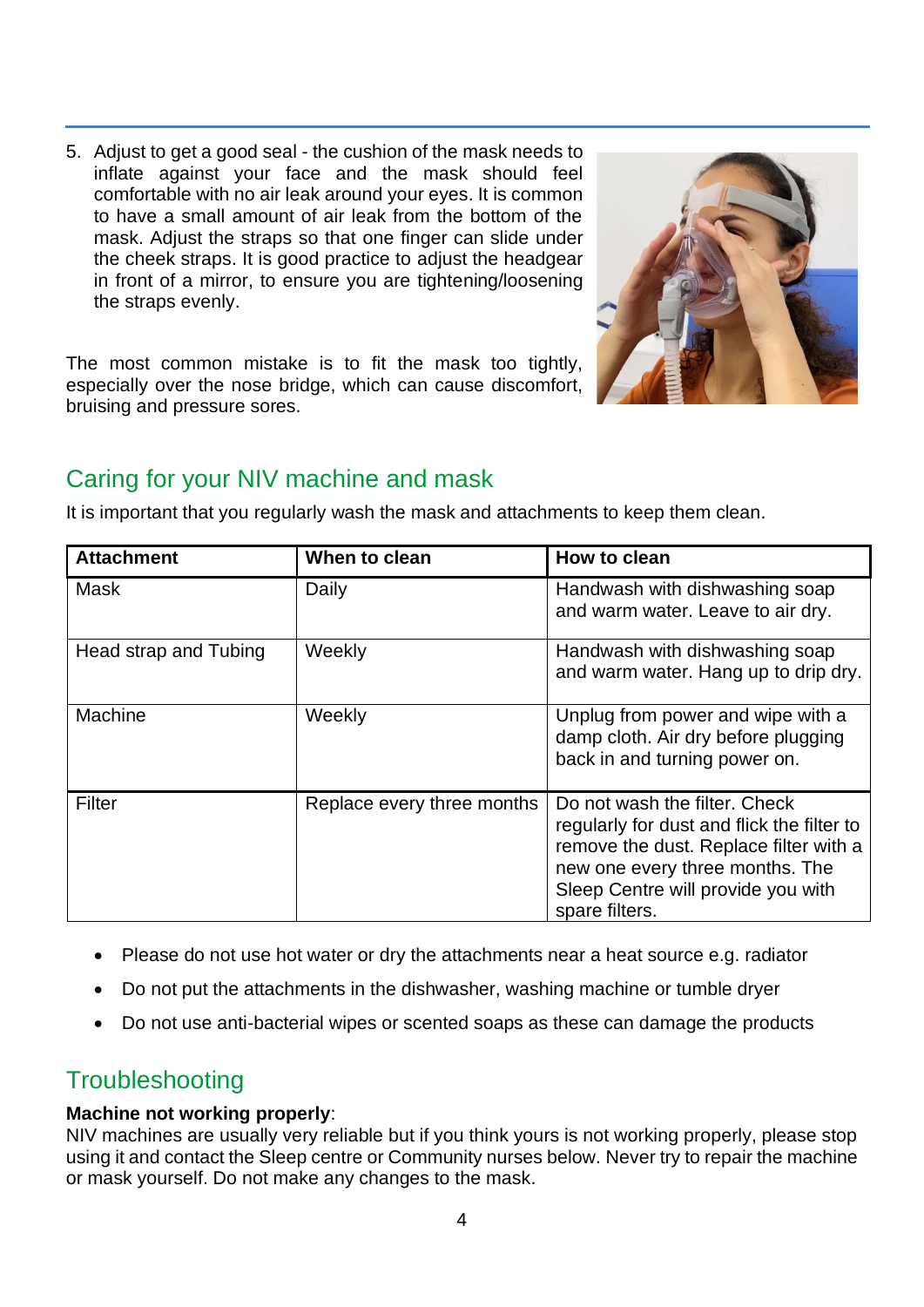5. Adjust to get a good seal - the cushion of the mask needs to inflate against your face and the mask should feel comfortable with no air leak around your eyes. It is common to have a small amount of air leak from the bottom of the mask. Adjust the straps so that one finger can slide under the cheek straps. It is good practice to adjust the headgear in front of a mirror, to ensure you are tightening/loosening the straps evenly.

The most common mistake is to fit the mask too tightly, especially over the nose bridge, which can cause discomfort, bruising and pressure sores.

## Caring for your NIV machine and mask

It is important that you regularly wash the mask and attachments to keep them clean.

| Attachment | When to clean | How to clean |
|---|---|---|
| Mask | Daily | Handwash with dishwashing soap and warm water. Leave to air dry. |
| Head strap and Tubing | Weekly | Handwash with dishwashing soap and warm water. Hang up to drip dry. |
| Machine | Weekly | Unplug from power and wipe with a damp cloth. Air dry before plugging back in and turning power on. |
| Filter | Replace every three months | Do not wash the filter. Check regularly for dust and flick the filter to remove the dust. Replace filter with a new one every three months. The Sleep Centre will provide you with spare filters. |

- Please do not use hot water or dry the attachments near a heat source e.g. radiator
- Do not put the attachments in the dishwasher, washing machine or tumble dryer
- Do not use anti-bacterial wipes or scented soaps as these can damage the products

## Troubleshooting

**Machine not working properly**:
NIV machines are usually very reliable but if you think yours is not working properly, please stop using it and contact the Sleep centre or Community nurses below. Never try to repair the machine or mask yourself. Do not make any changes to the mask.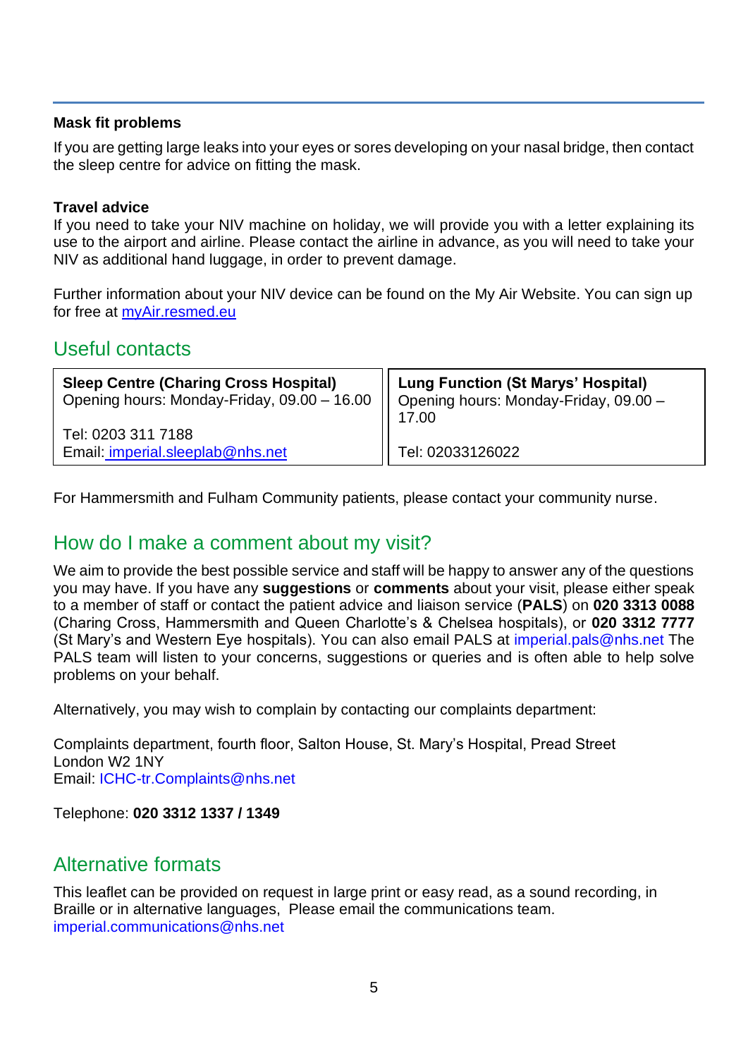### Mask fit problems

If you are getting large leaks into your eyes or sores developing on your nasal bridge, then contact the sleep centre for advice on fitting the mask.

### Travel advice

If you need to take your NIV machine on holiday, we will provide you with a letter explaining its use to the airport and airline. Please contact the airline in advance, as you will need to take your NIV as additional hand luggage, in order to prevent damage.

Further information about your NIV device can be found on the My Air Website. You can sign up for free at myAir.resmed.eu

## Useful contacts

| **Sleep Centre (Charing Cross Hospital)** Opening hours: Monday-Friday, 09.00 – 16.00 | **Lung Function (St Marys' Hospital)** Opening hours: Monday-Friday, 09.00 – 17.00 |
|---|---|
| Tel: 0203 311 7188 Email: imperial.sleeplab@nhs.net | Tel: 02033126022 |

For Hammersmith and Fulham Community patients, please contact your community nurse.

## How do I make a comment about my visit?

We aim to provide the best possible service and staff will be happy to answer any of the questions you may have. If you have any **suggestions** or **comments** about your visit, please either speak to a member of staff or contact the patient advice and liaison service (**PALS**) on **020 3313 0088** (Charing Cross, Hammersmith and Queen Charlotte's & Chelsea hospitals), or **020 3312 7777** (St Mary's and Western Eye hospitals). You can also email PALS at imperial.pals@nhs.net The PALS team will listen to your concerns, suggestions or queries and is often able to help solve problems on your behalf.

Alternatively, you may wish to complain by contacting our complaints department:

Complaints department, fourth floor, Salton House, St. Mary's Hospital, Praed Street
London W2 1NY
Email: ICHC-tr.Complaints@nhs.net

Telephone: **020 3312 1337 / 1349**

## Alternative formats

This leaflet can be provided on request in large print or easy read, as a sound recording, in Braille or in alternative languages, Please email the communications team.
imperial.communications@nhs.net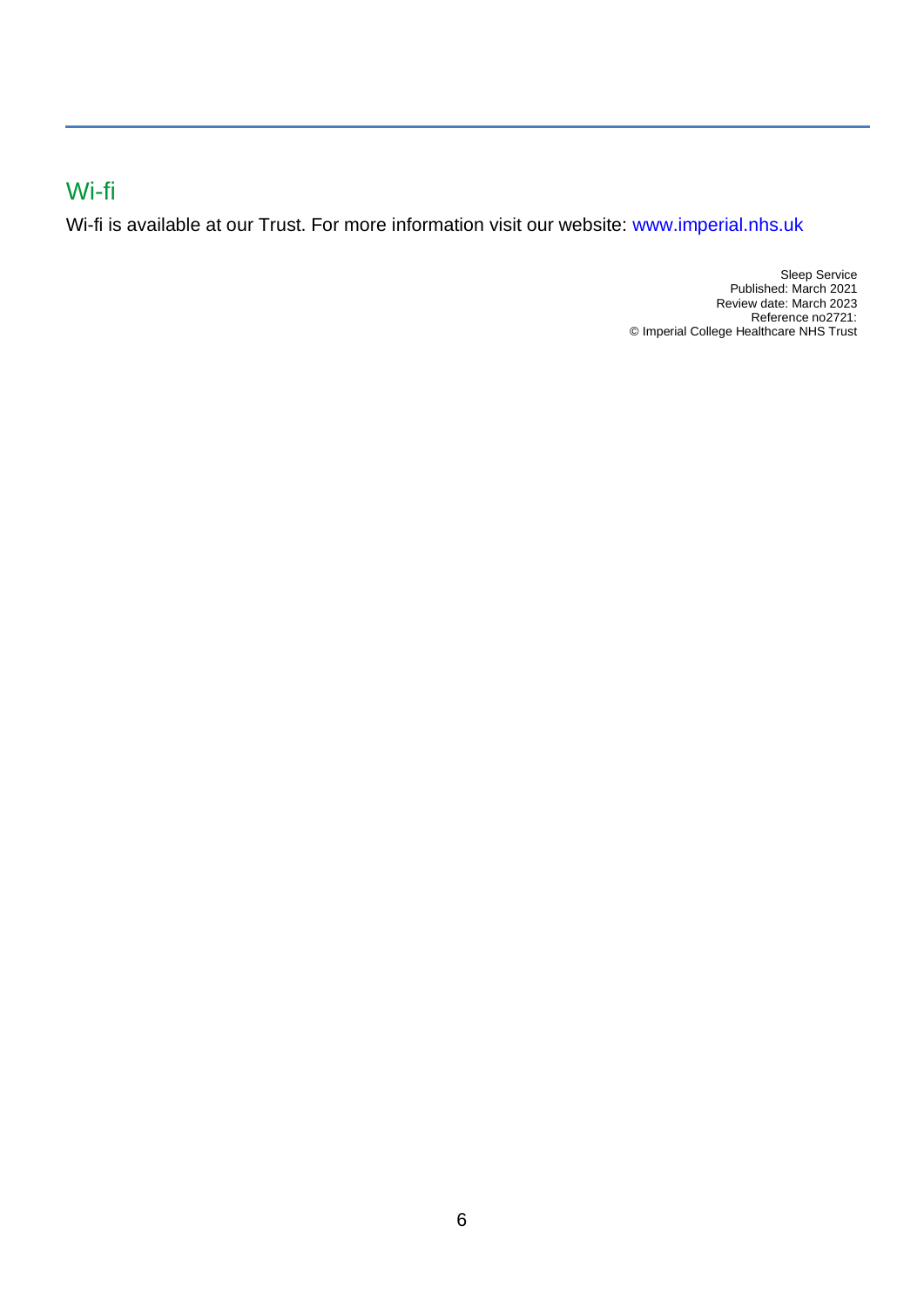## Wi-fi

Wi-fi is available at our Trust. For more information visit our website: www.imperial.nhs.uk

Sleep Service
Published: March 2021
Review date: March 2023
Reference no2721:
© Imperial College Healthcare NHS Trust